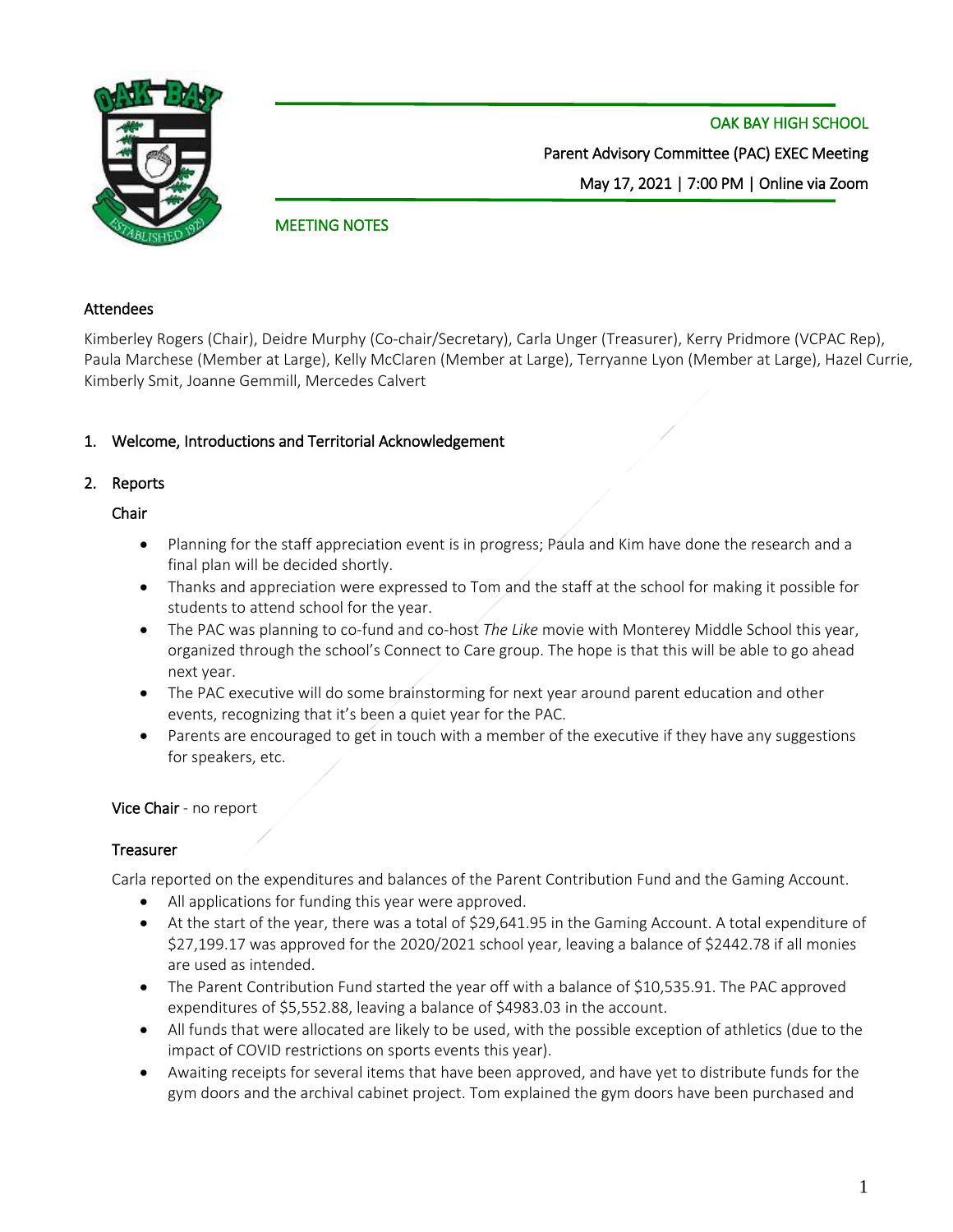OAK BAY HIGH SCHOOL

Parent Advisory Committee (PAC) EXEC Meeting

May 17, 2021 | 7:00 PM | Online via Zoom

MEETING NOTES

### Attendees

Kimberley Rogers (Chair), Deidre Murphy (Co-chair/Secretary), Carla Unger (Treasurer), Kerry Pridmore (VCPAC Rep), Paula Marchese (Member at Large), Kelly McClaren (Member at Large), Terryanne Lyon (Member at Large), Hazel Currie, Kimberly Smit, Joanne Gemmill, Mercedes Calvert

### 1. Welcome, Introductions and Territorial Acknowledgement

### 2. Reports

#### Chair

- Planning for the staff appreciation event is in progress; Paula and Kim have done the research and a final plan will be decided shortly.
- Thanks and appreciation were expressed to Tom and the staff at the school for making it possible for students to attend school for the year.
- The PAC was planning to co-fund and co-host *The Like* movie with Monterey Middle School this year, organized through the school's Connect to Care group. The hope is that this will be able to go ahead next year.
- The PAC executive will do some brainstorming for next year around parent education and other events, recognizing that it's been a quiet year for the PAC.
- Parents are encouraged to get in touch with a member of the executive if they have any suggestions for speakers, etc.

**Vice Chair** - no report

#### Treasurer

Carla reported on the expenditures and balances of the Parent Contribution Fund and the Gaming Account.

- All applications for funding this year were approved.
- At the start of the year, there was a total of $29,641.95 in the Gaming Account. A total expenditure of $27,199.17 was approved for the 2020/2021 school year, leaving a balance of $2442.78 if all monies are used as intended.
- The Parent Contribution Fund started the year off with a balance of $10,535.91. The PAC approved expenditures of $5,552.88, leaving a balance of $4983.03 in the account.
- All funds that were allocated are likely to be used, with the possible exception of athletics (due to the impact of COVID restrictions on sports events this year).
- Awaiting receipts for several items that have been approved, and have yet to distribute funds for the gym doors and the archival cabinet project. Tom explained the gym doors have been purchased and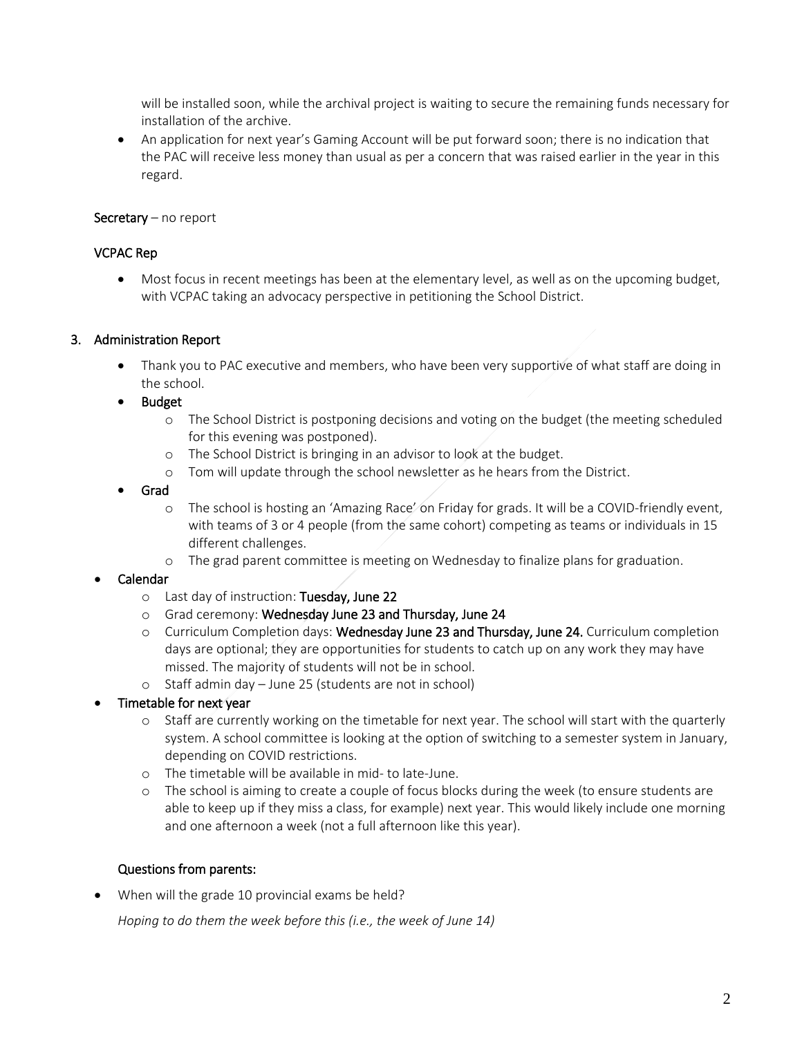will be installed soon, while the archival project is waiting to secure the remaining funds necessary for installation of the archive.
- An application for next year's Gaming Account will be put forward soon; there is no indication that the PAC will receive less money than usual as per a concern that was raised earlier in the year in this regard.

**Secretary** – no report

**VCPAC Rep**

- Most focus in recent meetings has been at the elementary level, as well as on the upcoming budget, with VCPAC taking an advocacy perspective in petitioning the School District.

## 3. Administration Report

- Thank you to PAC executive and members, who have been very supportive of what staff are doing in the school.
- **Budget**
  - The School District is postponing decisions and voting on the budget (the meeting scheduled for this evening was postponed).
  - The School District is bringing in an advisor to look at the budget.
  - Tom will update through the school newsletter as he hears from the District.
- **Grad**
  - The school is hosting an 'Amazing Race' on Friday for grads. It will be a COVID-friendly event, with teams of 3 or 4 people (from the same cohort) competing as teams or individuals in 15 different challenges.
  - The grad parent committee is meeting on Wednesday to finalize plans for graduation.
- **Calendar**
  - Last day of instruction: **Tuesday, June 22**
  - Grad ceremony: **Wednesday June 23 and Thursday, June 24**
  - Curriculum Completion days: **Wednesday June 23 and Thursday, June 24.** Curriculum completion days are optional; they are opportunities for students to catch up on any work they may have missed. The majority of students will not be in school.
  - Staff admin day – June 25 (students are not in school)
- **Timetable for next year**
  - Staff are currently working on the timetable for next year. The school will start with the quarterly system. A school committee is looking at the option of switching to a semester system in January, depending on COVID restrictions.
  - The timetable will be available in mid- to late-June.
  - The school is aiming to create a couple of focus blocks during the week (to ensure students are able to keep up if they miss a class, for example) next year. This would likely include one morning and one afternoon a week (not a full afternoon like this year).

**Questions from parents:**

- When will the grade 10 provincial exams be held?

  *Hoping to do them the week before this (i.e., the week of June 14)*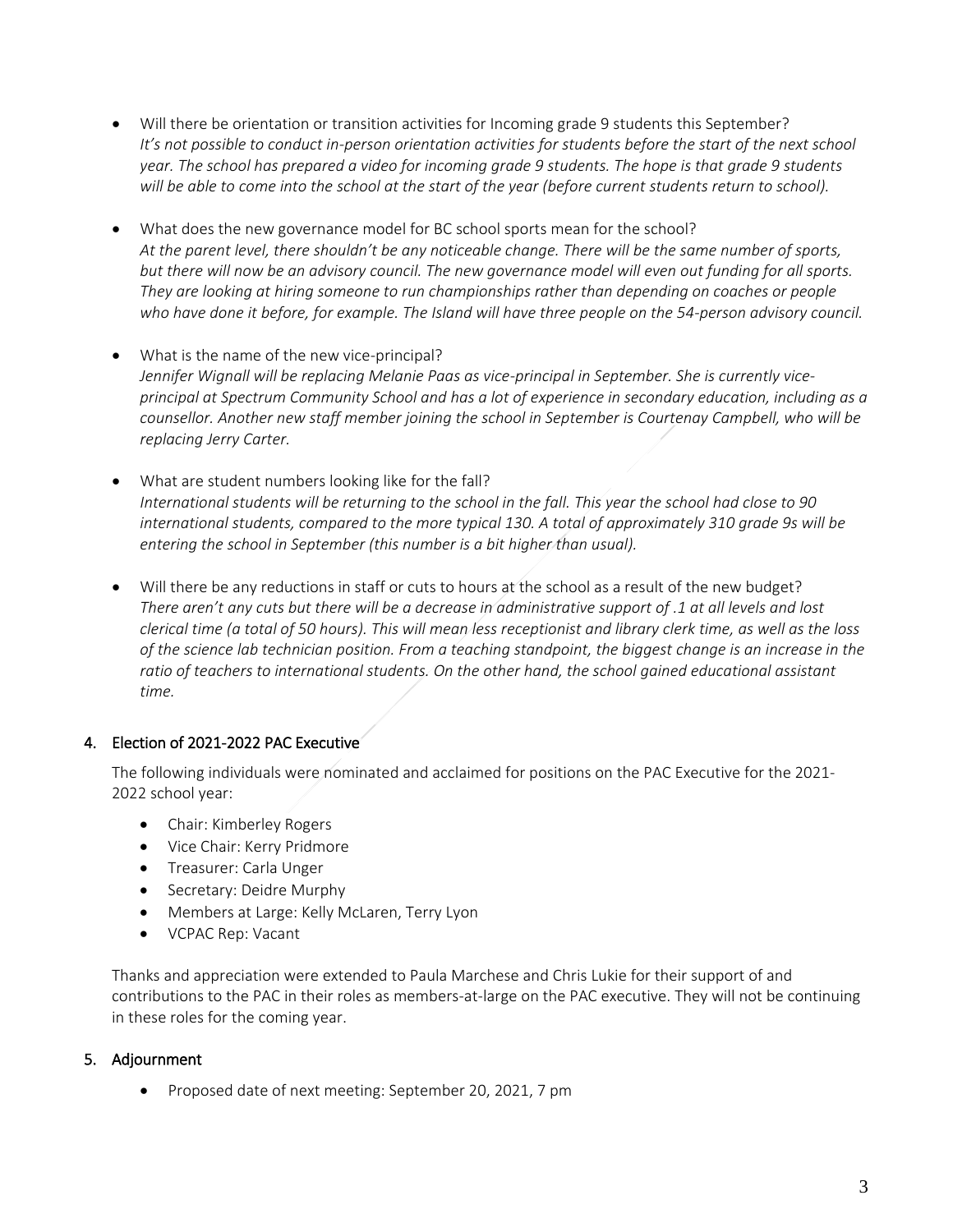- Will there be orientation or transition activities for Incoming grade 9 students this September?
  *It's not possible to conduct in-person orientation activities for students before the start of the next school year. The school has prepared a video for incoming grade 9 students. The hope is that grade 9 students will be able to come into the school at the start of the year (before current students return to school).*

- What does the new governance model for BC school sports mean for the school?
  *At the parent level, there shouldn't be any noticeable change. There will be the same number of sports, but there will now be an advisory council. The new governance model will even out funding for all sports. They are looking at hiring someone to run championships rather than depending on coaches or people who have done it before, for example. The Island will have three people on the 54-person advisory council.*

- What is the name of the new vice-principal?
  *Jennifer Wignall will be replacing Melanie Paas as vice-principal in September. She is currently vice-principal at Spectrum Community School and has a lot of experience in secondary education, including as a counsellor. Another new staff member joining the school in September is Courtenay Campbell, who will be replacing Jerry Carter.*

- What are student numbers looking like for the fall?
  *International students will be returning to the school in the fall. This year the school had close to 90 international students, compared to the more typical 130. A total of approximately 310 grade 9s will be entering the school in September (this number is a bit higher than usual).*

- Will there be any reductions in staff or cuts to hours at the school as a result of the new budget?
  *There aren't any cuts but there will be a decrease in administrative support of .1 at all levels and lost clerical time (a total of 50 hours). This will mean less receptionist and library clerk time, as well as the loss of the science lab technician position. From a teaching standpoint, the biggest change is an increase in the ratio of teachers to international students. On the other hand, the school gained educational assistant time.*

## 4. Election of 2021-2022 PAC Executive

The following individuals were nominated and acclaimed for positions on the PAC Executive for the 2021-2022 school year:

- Chair: Kimberley Rogers
- Vice Chair: Kerry Pridmore
- Treasurer: Carla Unger
- Secretary: Deidre Murphy
- Members at Large: Kelly McLaren, Terry Lyon
- VCPAC Rep: Vacant

Thanks and appreciation were extended to Paula Marchese and Chris Lukie for their support of and contributions to the PAC in their roles as members-at-large on the PAC executive. They will not be continuing in these roles for the coming year.

## 5. Adjournment

- Proposed date of next meeting: September 20, 2021, 7 pm